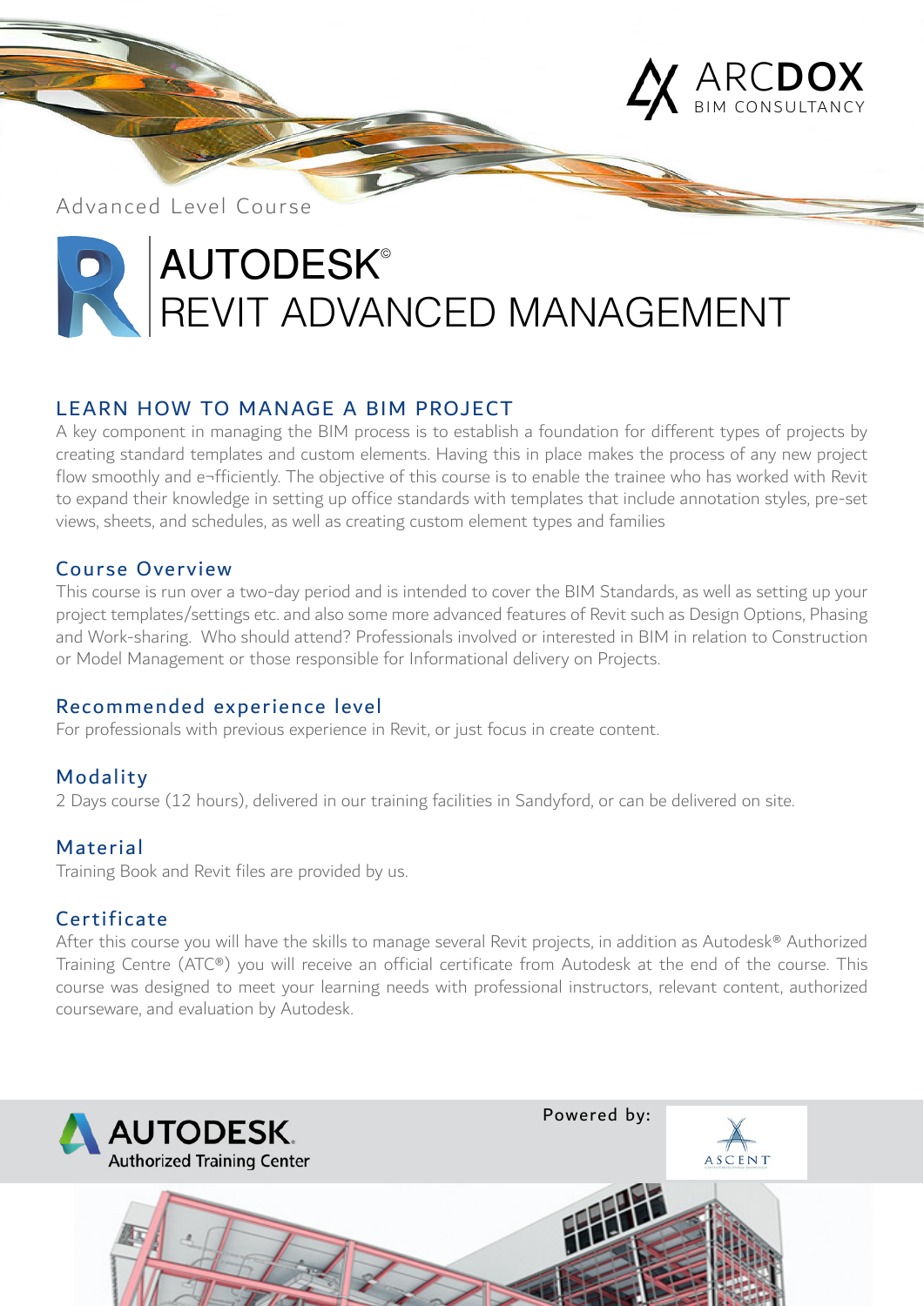ARCDOX
BIM CONSULTANCY

Advanced Level Course

# AUTODESK©
# REVIT ADVANCED MANAGEMENT

## LEARN HOW TO MANAGE A BIM PROJECT

A key component in managing the BIM process is to establish a foundation for different types of projects by creating standard templates and custom elements. Having this in place makes the process of any new project flow smoothly and e¬fficiently. The objective of this course is to enable the trainee who has worked with Revit to expand their knowledge in setting up office standards with templates that include annotation styles, pre-set views, sheets, and schedules, as well as creating custom element types and families

## Course Overview

This course is run over a two-day period and is intended to cover the BIM Standards, as well as setting up your project templates/settings etc. and also some more advanced features of Revit such as Design Options, Phasing and Work-sharing. Who should attend? Professionals involved or interested in BIM in relation to Construction or Model Management or those responsible for Informational delivery on Projects.

## Recommended experience level

For professionals with previous experience in Revit, or just focus in create content.

## Modality

2 Days course (12 hours), delivered in our training facilities in Sandyford, or can be delivered on site.

## Material

Training Book and Revit files are provided by us.

## Certificate

After this course you will have the skills to manage several Revit projects, in addition as Autodesk® Authorized Training Centre (ATC®) you will receive an official certificate from Autodesk at the end of the course. This course was designed to meet your learning needs with professional instructors, relevant content, authorized courseware, and evaluation by Autodesk.

AUTODESK. Authorized Training Center

Powered by: ASCENT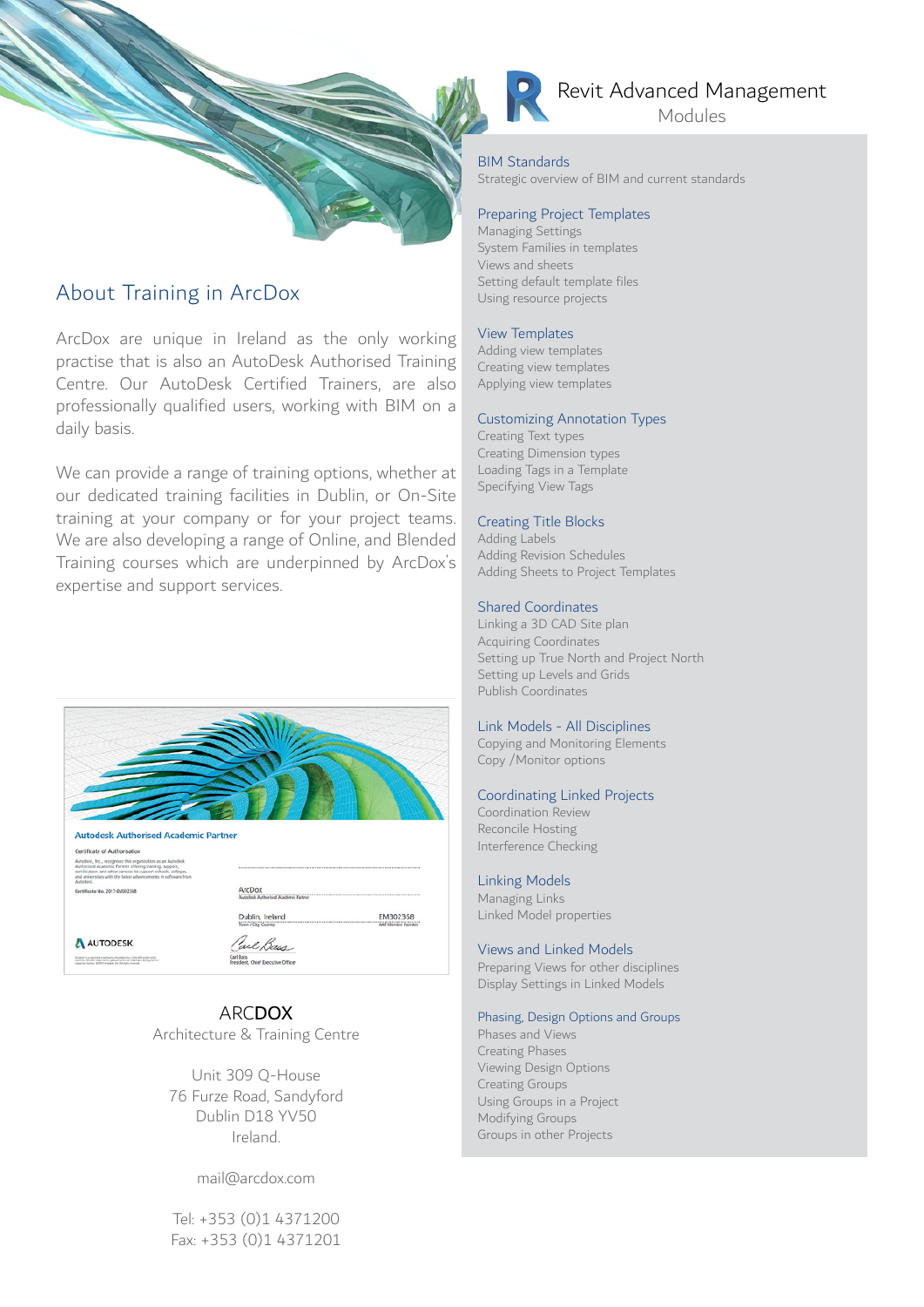## About Training in ArcDox

ArcDox are unique in Ireland as the only working practise that is also an AutoDesk Authorised Training Centre. Our AutoDesk Certified Trainers, are also professionally qualified users, working with BIM on a daily basis.

We can provide a range of training options, whether at our dedicated training facilities in Dublin, or On-Site training at your company or for your project teams. We are also developing a range of Online, and Blended Training courses which are underpinned by ArcDox's expertise and support services.

**ARCDOX**
Architecture & Training Centre

Unit 309 Q-House
76 Furze Road, Sandyford
Dublin D18 YV50
Ireland.

mail@arcdox.com

Tel: +353 (0)1 4371200
Fax: +353 (0)1 4371201

# Revit Advanced Management Modules

### BIM Standards
Strategic overview of BIM and current standards

### Preparing Project Templates
- Managing Settings
- System Families in templates
- Views and sheets
- Setting default template files
- Using resource projects

### View Templates
- Adding view templates
- Creating view templates
- Applying view templates

### Customizing Annotation Types
- Creating Text types
- Creating Dimension types
- Loading Tags in a Template
- Specifying View Tags

### Creating Title Blocks
- Adding Labels
- Adding Revision Schedules
- Adding Sheets to Project Templates

### Shared Coordinates
- Linking a 3D CAD Site plan
- Acquiring Coordinates
- Setting up True North and Project North
- Setting up Levels and Grids
- Publish Coordinates

### Link Models - All Disciplines
- Copying and Monitoring Elements
- Copy /Monitor options

### Coordinating Linked Projects
- Coordination Review
- Reconcile Hosting
- Interference Checking

### Linking Models
- Managing Links
- Linked Model properties

### Views and Linked Models
- Preparing Views for other disciplines
- Display Settings in Linked Models

### Phasing, Design Options and Groups
- Phases and Views
- Creating Phases
- Viewing Design Options
- Creating Groups
- Using Groups in a Project
- Modifying Groups
- Groups in other Projects